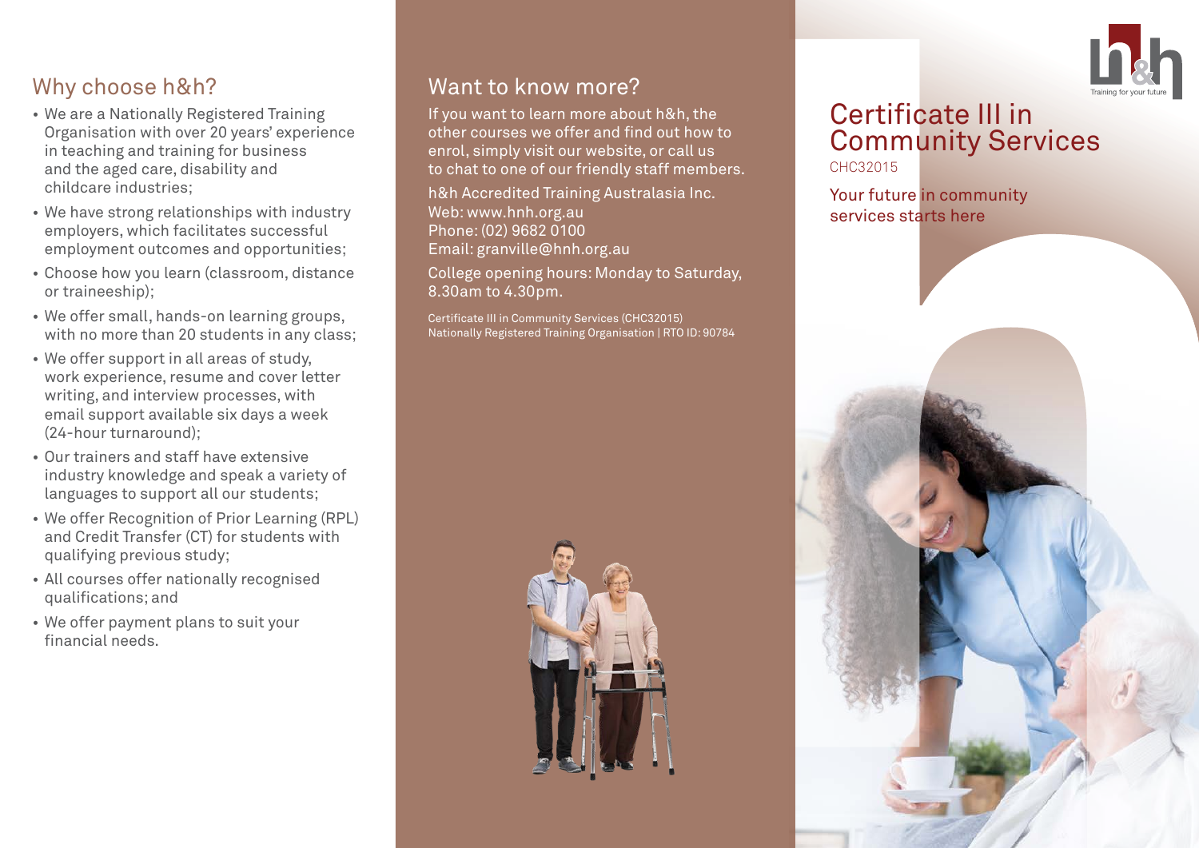## Why choose h&h?

- We are a Nationally Registered Training Organisation with over 20 years' experience in teaching and training for business and the aged care, disability and childcare industries;
- We have strong relationships with industry employers, which facilitates successful employment outcomes and opportunities;
- Choose how you learn (classroom, distance or traineeship);
- We offer small, hands-on learning groups, with no more than 20 students in any class;
- We offer support in all areas of study, work experience, resume and cover letter writing, and interview processes, with email support available six days a week (24-hour turnaround);
- Our trainers and staff have extensive industry knowledge and speak a variety of languages to support all our students;
- We offer Recognition of Prior Learning (RPL) and Credit Transfer (CT) for students with qualifying previous study;
- All courses offer nationally recognised qualifications; and
- We offer payment plans to suit your financial needs.

## Want to know more?

If you want to learn more about h&h, the other courses we offer and find out how to enrol, simply visit our website, or call us to chat to one of our friendly staff members.

h&h Accredited Training Australasia Inc.
Web: www.hnh.org.au
Phone: (02) 9682 0100
Email: granville@hnh.org.au

College opening hours: Monday to Saturday, 8.30am to 4.30pm.

Certificate III in Community Services (CHC32015)
Nationally Registered Training Organisation | RTO ID: 90784

h&h
Training for your future

# Certificate III in Community Services

CHC32015

Your future in community services starts here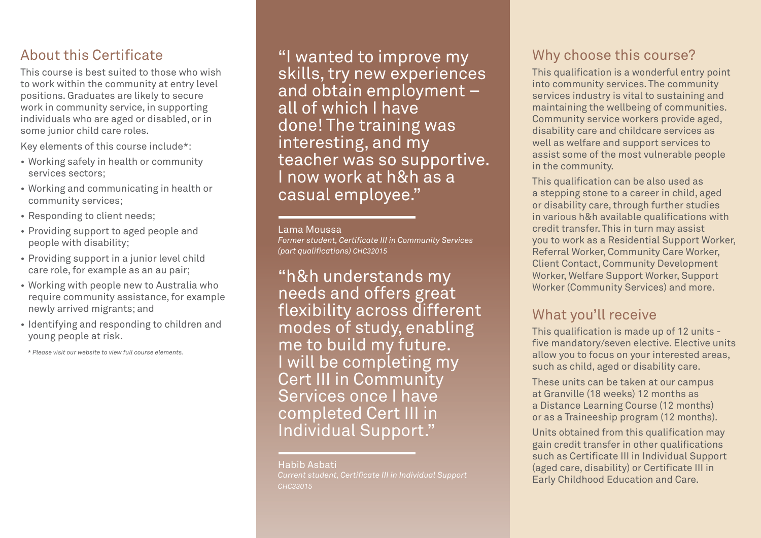## About this Certificate

This course is best suited to those who wish to work within the community at entry level positions. Graduates are likely to secure work in community service, in supporting individuals who are aged or disabled, or in some junior child care roles.

Key elements of this course include*:

- Working safely in health or community services sectors;
- Working and communicating in health or community services;
- Responding to client needs;
- Providing support to aged people and people with disability;
- Providing support in a junior level child care role, for example as an au pair;
- Working with people new to Australia who require community assistance, for example newly arrived migrants; and
- Identifying and responding to children and young people at risk.

*\* Please visit our website to view full course elements.*

"I wanted to improve my skills, try new experiences and obtain employment – all of which I have done! The training was interesting, and my teacher was so supportive. I now work at h&h as a casual employee."

Lama Moussa
*Former student, Certificate III in Community Services (part qualifications) CHC32015*

"h&h understands my needs and offers great flexibility across different modes of study, enabling me to build my future. I will be completing my Cert III in Community Services once I have completed Cert III in Individual Support."

Habib Asbati
*Current student, Certificate III in Individual Support CHC33015*

## Why choose this course?

This qualification is a wonderful entry point into community services. The community services industry is vital to sustaining and maintaining the wellbeing of communities. Community service workers provide aged, disability care and childcare services as well as welfare and support services to assist some of the most vulnerable people in the community.

This qualification can be also used as a stepping stone to a career in child, aged or disability care, through further studies in various h&h available qualifications with credit transfer. This in turn may assist you to work as a Residential Support Worker, Referral Worker, Community Care Worker, Client Contact, Community Development Worker, Welfare Support Worker, Support Worker (Community Services) and more.

## What you'll receive

This qualification is made up of 12 units - five mandatory/seven elective. Elective units allow you to focus on your interested areas, such as child, aged or disability care.

These units can be taken at our campus at Granville (18 weeks) 12 months as a Distance Learning Course (12 months) or as a Traineeship program (12 months).

Units obtained from this qualification may gain credit transfer in other qualifications such as Certificate III in Individual Support (aged care, disability) or Certificate III in Early Childhood Education and Care.